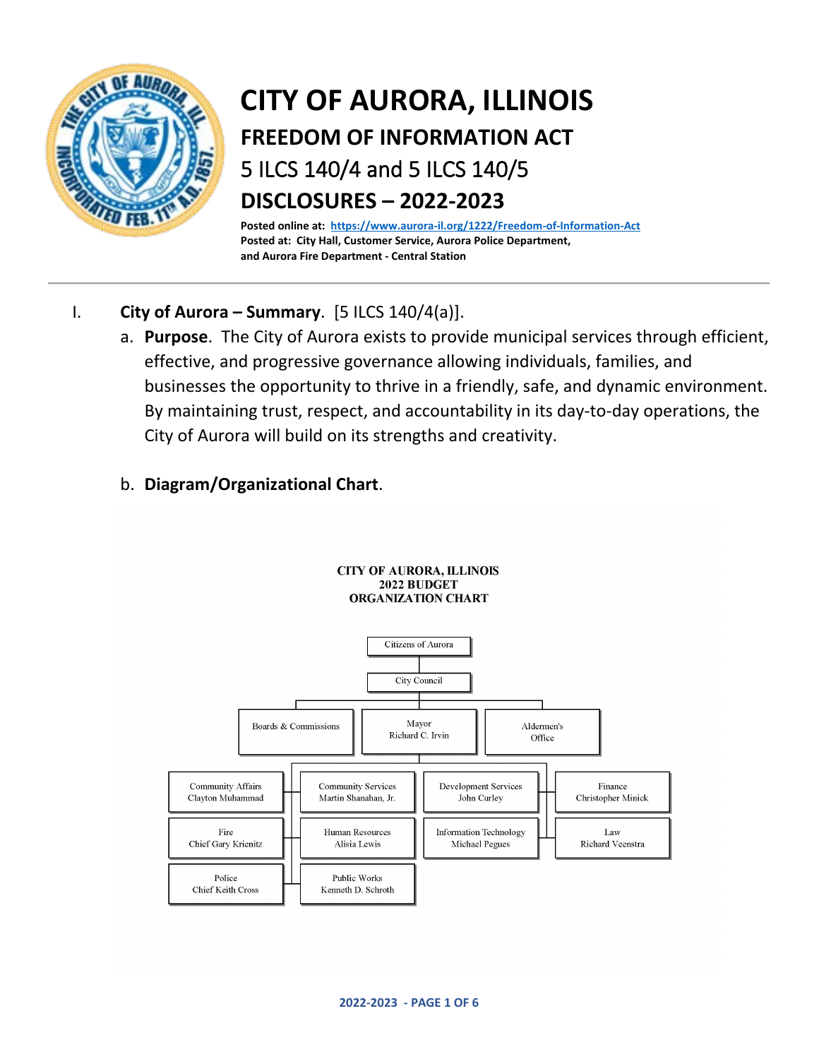# CITY OF AURORA, ILLINOIS

## FREEDOM OF INFORMATION ACT

## 5 ILCS 140/4 and 5 ILCS 140/5

## DISCLOSURES – 2022-2023

**Posted online at: https://www.aurora-il.org/1222/Freedom-of-Information-Act**
**Posted at: City Hall, Customer Service, Aurora Police Department, and Aurora Fire Department - Central Station**

---

I. **City of Aurora – Summary**. [5 ILCS 140/4(a)].

a. **Purpose**. The City of Aurora exists to provide municipal services through efficient, effective, and progressive governance allowing individuals, families, and businesses the opportunity to thrive in a friendly, safe, and dynamic environment. By maintaining trust, respect, and accountability in its day-to-day operations, the City of Aurora will build on its strengths and creativity.

b. **Diagram/Organizational Chart**.

CITY OF AURORA, ILLINOIS
2022 BUDGET
ORGANIZATION CHART

- Citizens of Aurora
  - City Council
    - Boards & Commissions
    - Mayor – Richard C. Irvin
      - Community Affairs – Clayton Muhammad
      - Community Services – Martin Shanahan, Jr.
      - Development Services – John Curley
      - Finance – Christopher Minick
      - Fire – Chief Gary Krienitz
      - Human Resources – Alisia Lewis
      - Information Technology – Michael Pegues
      - Law – Richard Veenstra
      - Police – Chief Keith Cross
      - Public Works – Kenneth D. Schroth
    - Aldermen's Office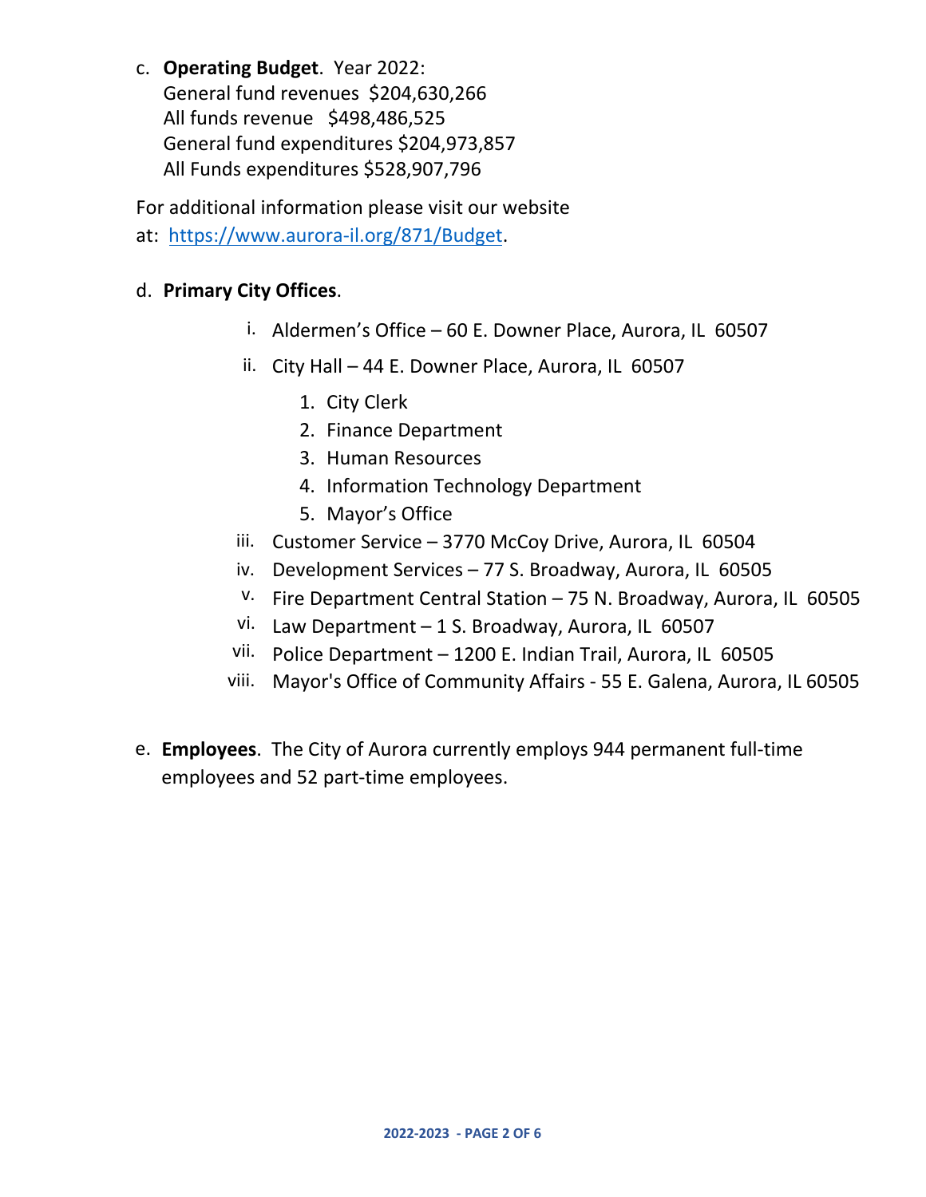c. **Operating Budget**. Year 2022:
   General fund revenues $204,630,266
   All funds revenue $498,486,525
   General fund expenditures $204,973,857
   All Funds expenditures $528,907,796

For additional information please visit our website at: [https://www.aurora-il.org/871/Budget](https://www.aurora-il.org/871/Budget).

d. **Primary City Offices**.

   i. Aldermen's Office – 60 E. Downer Place, Aurora, IL 60507
   ii. City Hall – 44 E. Downer Place, Aurora, IL 60507
      1. City Clerk
      2. Finance Department
      3. Human Resources
      4. Information Technology Department
      5. Mayor's Office
   iii. Customer Service – 3770 McCoy Drive, Aurora, IL 60504
   iv. Development Services – 77 S. Broadway, Aurora, IL 60505
   v. Fire Department Central Station – 75 N. Broadway, Aurora, IL 60505
   vi. Law Department – 1 S. Broadway, Aurora, IL 60507
   vii. Police Department – 1200 E. Indian Trail, Aurora, IL 60505
   viii. Mayor's Office of Community Affairs - 55 E. Galena, Aurora, IL 60505

e. **Employees**. The City of Aurora currently employs 944 permanent full-time employees and 52 part-time employees.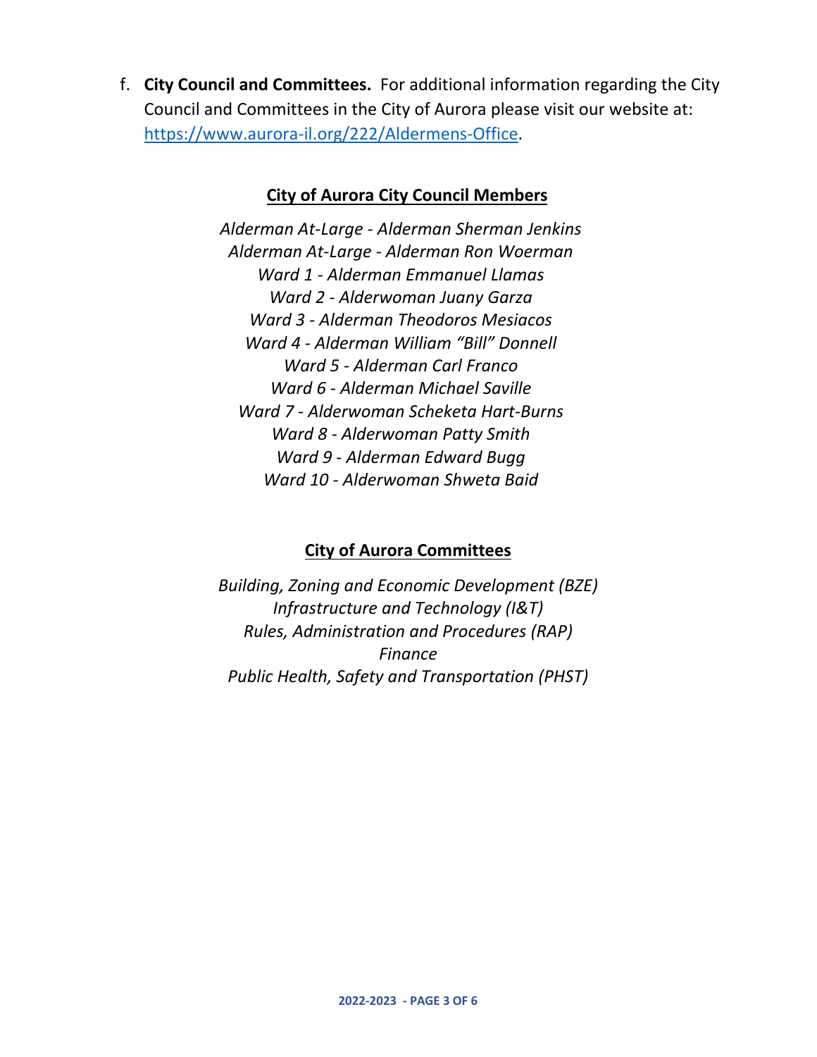f. **City Council and Committees.** For additional information regarding the City Council and Committees in the City of Aurora please visit our website at: [https://www.aurora-il.org/222/Aldermens-Office](https://www.aurora-il.org/222/Aldermens-Office).

**City of Aurora City Council Members**

*Alderman At-Large - Alderman Sherman Jenkins*
*Alderman At-Large - Alderman Ron Woerman*
*Ward 1 - Alderman Emmanuel Llamas*
*Ward 2 - Alderwoman Juany Garza*
*Ward 3 - Alderman Theodoros Mesiacos*
*Ward 4 - Alderman William "Bill" Donnell*
*Ward 5 - Alderman Carl Franco*
*Ward 6 - Alderman Michael Saville*
*Ward 7 - Alderwoman Scheketa Hart-Burns*
*Ward 8 - Alderwoman Patty Smith*
*Ward 9 - Alderman Edward Bugg*
*Ward 10 - Alderwoman Shweta Baid*

**City of Aurora Committees**

*Building, Zoning and Economic Development (BZE)*
*Infrastructure and Technology (I&T)*
*Rules, Administration and Procedures (RAP)*
*Finance*
*Public Health, Safety and Transportation (PHST)*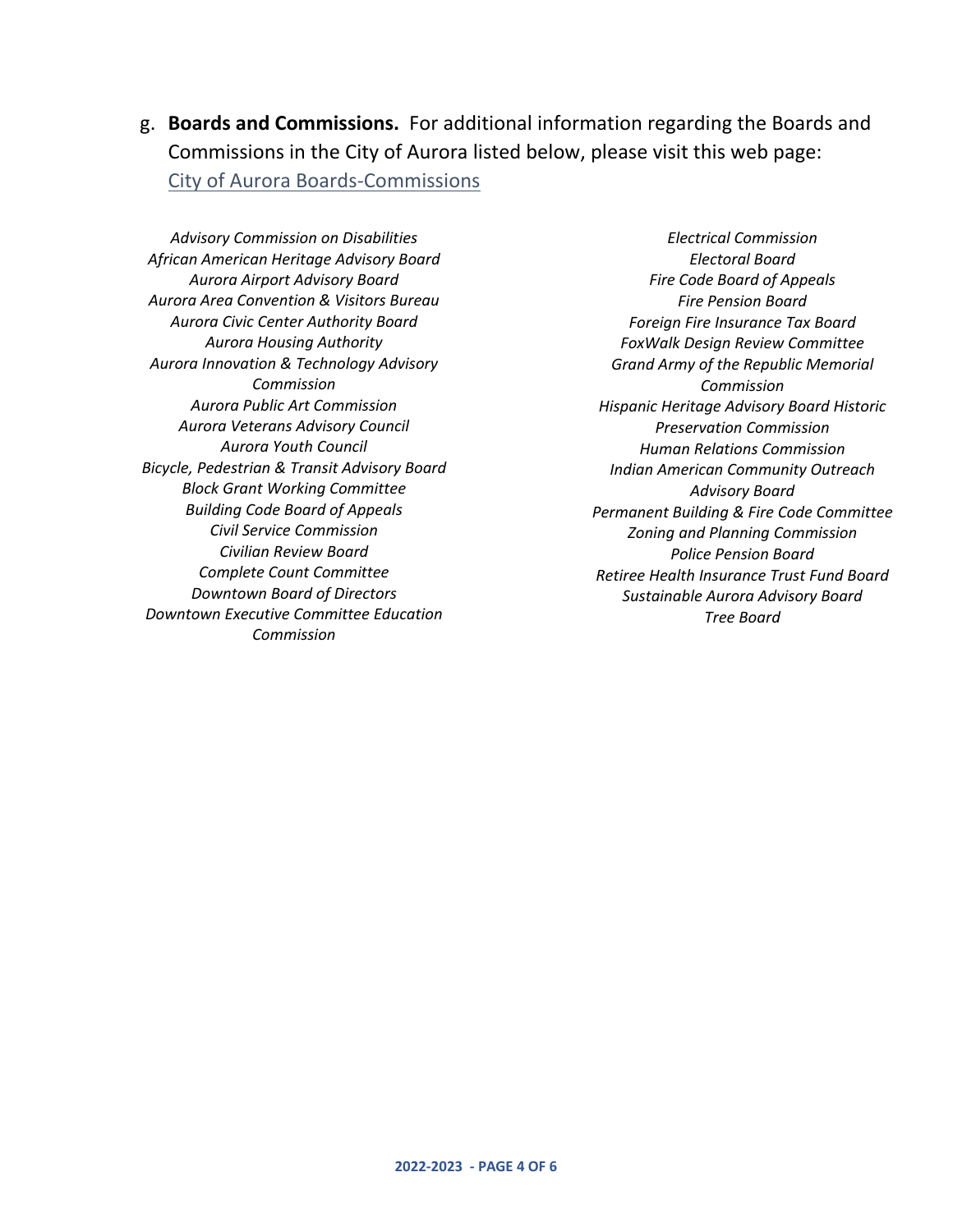g. **Boards and Commissions.** For additional information regarding the Boards and Commissions in the City of Aurora listed below, please visit this web page: City of Aurora Boards-Commissions

*Advisory Commission on Disabilities*
*African American Heritage Advisory Board*
*Aurora Airport Advisory Board*
*Aurora Area Convention & Visitors Bureau*
*Aurora Civic Center Authority Board*
*Aurora Housing Authority*
*Aurora Innovation & Technology Advisory Commission*
*Aurora Public Art Commission*
*Aurora Veterans Advisory Council*
*Aurora Youth Council*
*Bicycle, Pedestrian & Transit Advisory Board*
*Block Grant Working Committee*
*Building Code Board of Appeals*
*Civil Service Commission*
*Civilian Review Board*
*Complete Count Committee*
*Downtown Board of Directors*
*Downtown Executive Committee Education Commission*
*Electrical Commission*
*Electoral Board*
*Fire Code Board of Appeals*
*Fire Pension Board*
*Foreign Fire Insurance Tax Board*
*FoxWalk Design Review Committee*
*Grand Army of the Republic Memorial Commission*
*Hispanic Heritage Advisory Board Historic Preservation Commission*
*Human Relations Commission*
*Indian American Community Outreach Advisory Board*
*Permanent Building & Fire Code Committee*
*Zoning and Planning Commission*
*Police Pension Board*
*Retiree Health Insurance Trust Fund Board*
*Sustainable Aurora Advisory Board*
*Tree Board*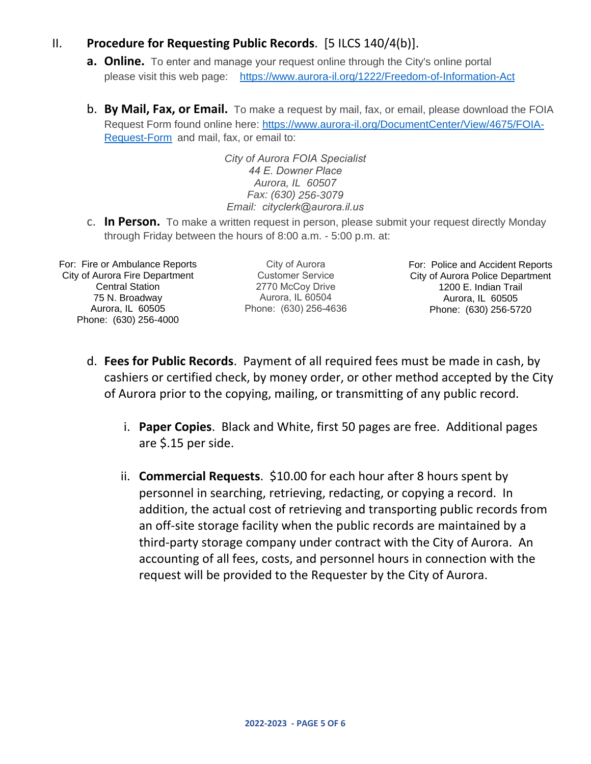## II. Procedure for Requesting Public Records. [5 ILCS 140/4(b)].

**a. Online.** To enter and manage your request online through the City's online portal please visit this web page: https://www.aurora-il.org/1222/Freedom-of-Information-Act

b. **By Mail, Fax, or Email.** To make a request by mail, fax, or email, please download the FOIA Request Form found online here: https://www.aurora-il.org/DocumentCenter/View/4675/FOIA-Request-Form and mail, fax, or email to:

*City of Aurora FOIA Specialist*
*44 E. Downer Place*
*Aurora, IL 60507*
*Fax: (630) 256-3079*
*Email: cityclerk@aurora.il.us*

c. **In Person.** To make a written request in person, please submit your request directly Monday through Friday between the hours of 8:00 a.m. - 5:00 p.m. at:

For: Fire or Ambulance Reports
City of Aurora Fire Department
Central Station
75 N. Broadway
Aurora, IL 60505
Phone: (630) 256-4000

City of Aurora
Customer Service
2770 McCoy Drive
Aurora, IL 60504
Phone: (630) 256-4636

For: Police and Accident Reports
City of Aurora Police Department
1200 E. Indian Trail
Aurora, IL 60505
Phone: (630) 256-5720

d. **Fees for Public Records**. Payment of all required fees must be made in cash, by cashiers or certified check, by money order, or other method accepted by the City of Aurora prior to the copying, mailing, or transmitting of any public record.

i. **Paper Copies**. Black and White, first 50 pages are free. Additional pages are $.15 per side.

ii. **Commercial Requests**. $10.00 for each hour after 8 hours spent by personnel in searching, retrieving, redacting, or copying a record. In addition, the actual cost of retrieving and transporting public records from an off-site storage facility when the public records are maintained by a third-party storage company under contract with the City of Aurora. An accounting of all fees, costs, and personnel hours in connection with the request will be provided to the Requester by the City of Aurora.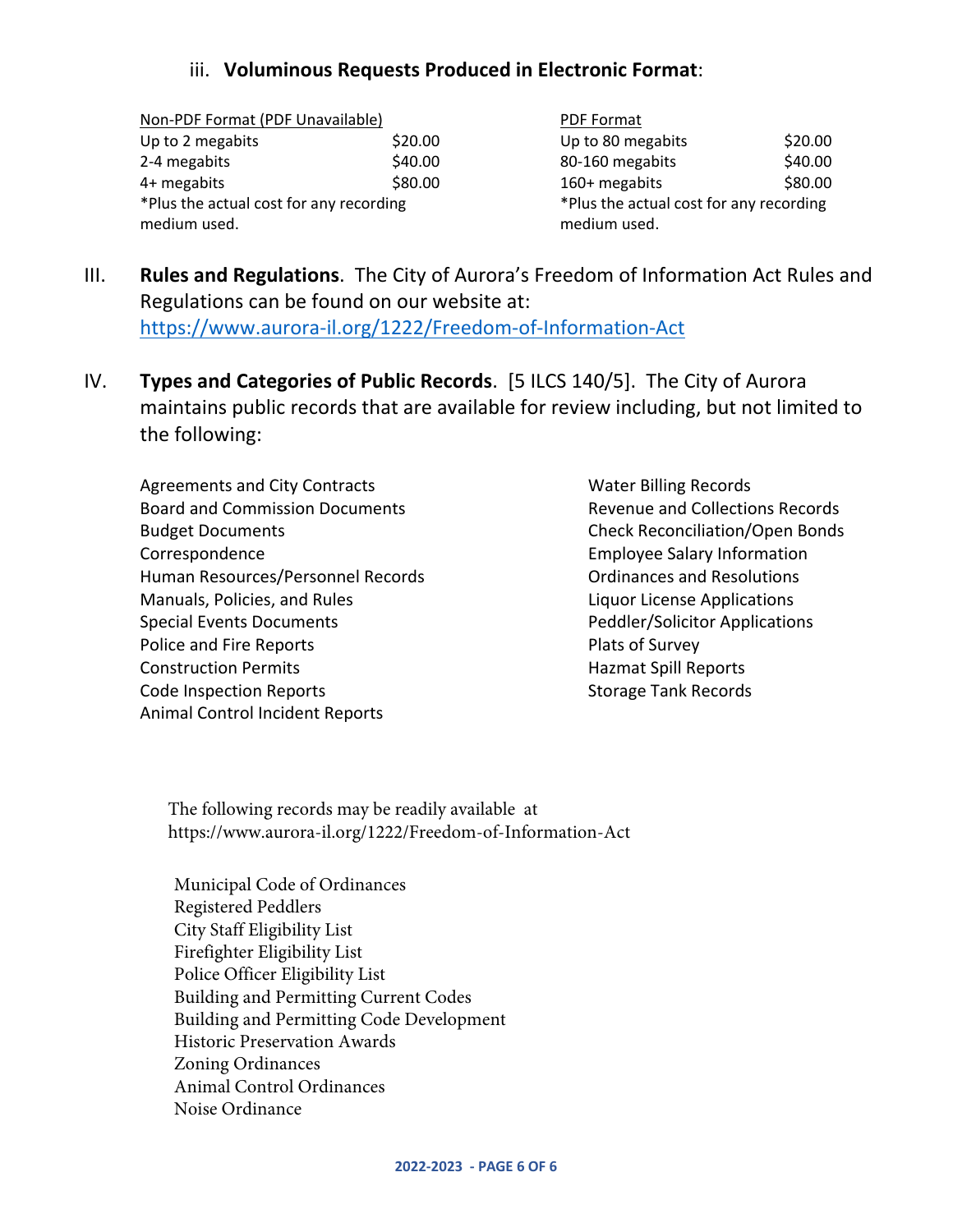iii. **Voluminous Requests Produced in Electronic Format**:

| Non-PDF Format (PDF Unavailable) | | PDF Format | |
|---|---|---|---|
| Up to 2 megabits | $20.00 | Up to 80 megabits | $20.00 |
| 2-4 megabits | $40.00 | 80-160 megabits | $40.00 |
| 4+ megabits | $80.00 | 160+ megabits | $80.00 |
| *Plus the actual cost for any recording medium used. | | *Plus the actual cost for any recording medium used. | |

III. **Rules and Regulations**. The City of Aurora's Freedom of Information Act Rules and Regulations can be found on our website at: https://www.aurora-il.org/1222/Freedom-of-Information-Act

IV. **Types and Categories of Public Records**. [5 ILCS 140/5]. The City of Aurora maintains public records that are available for review including, but not limited to the following:

Agreements and City Contracts
Board and Commission Documents
Budget Documents
Correspondence
Human Resources/Personnel Records
Manuals, Policies, and Rules
Special Events Documents
Police and Fire Reports
Construction Permits
Code Inspection Reports
Animal Control Incident Reports
Water Billing Records
Revenue and Collections Records
Check Reconciliation/Open Bonds
Employee Salary Information
Ordinances and Resolutions
Liquor License Applications
Peddler/Solicitor Applications
Plats of Survey
Hazmat Spill Reports
Storage Tank Records

The following records may be readily available at https://www.aurora-il.org/1222/Freedom-of-Information-Act

Municipal Code of Ordinances
Registered Peddlers
City Staff Eligibility List
Firefighter Eligibility List
Police Officer Eligibility List
Building and Permitting Current Codes
Building and Permitting Code Development
Historic Preservation Awards
Zoning Ordinances
Animal Control Ordinances
Noise Ordinance